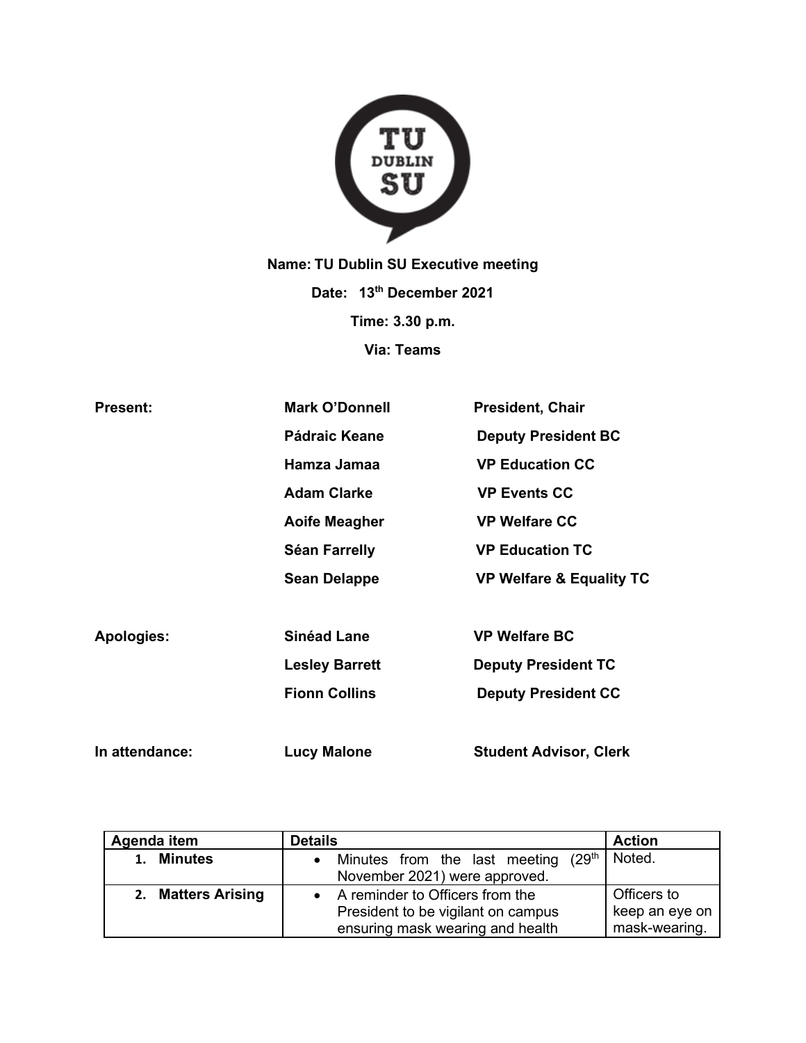**Name: TU Dublin SU Executive meeting**

**Date: 13th December 2021**

**Time: 3.30 p.m.**

**Via: Teams**

| | | |
|---|---|---|
| **Present:** | **Mark O'Donnell** | **President, Chair** |
| | **Pádraic Keane** | **Deputy President BC** |
| | **Hamza Jamaa** | **VP Education CC** |
| | **Adam Clarke** | **VP Events CC** |
| | **Aoife Meagher** | **VP Welfare CC** |
| | **Séan Farrelly** | **VP Education TC** |
| | **Sean Delappe** | **VP Welfare & Equality TC** |
| **Apologies:** | **Sinéad Lane** | **VP Welfare BC** |
| | **Lesley Barrett** | **Deputy President TC** |
| | **Fionn Collins** | **Deputy President CC** |
| **In attendance:** | **Lucy Malone** | **Student Advisor, Clerk** |

| Agenda item | Details | Action |
|---|---|---|
| 1. **Minutes** | • Minutes from the last meeting (29th November 2021) were approved. | Noted. |
| 2. **Matters Arising** | • A reminder to Officers from the President to be vigilant on campus ensuring mask wearing and health | Officers to keep an eye on mask-wearing. |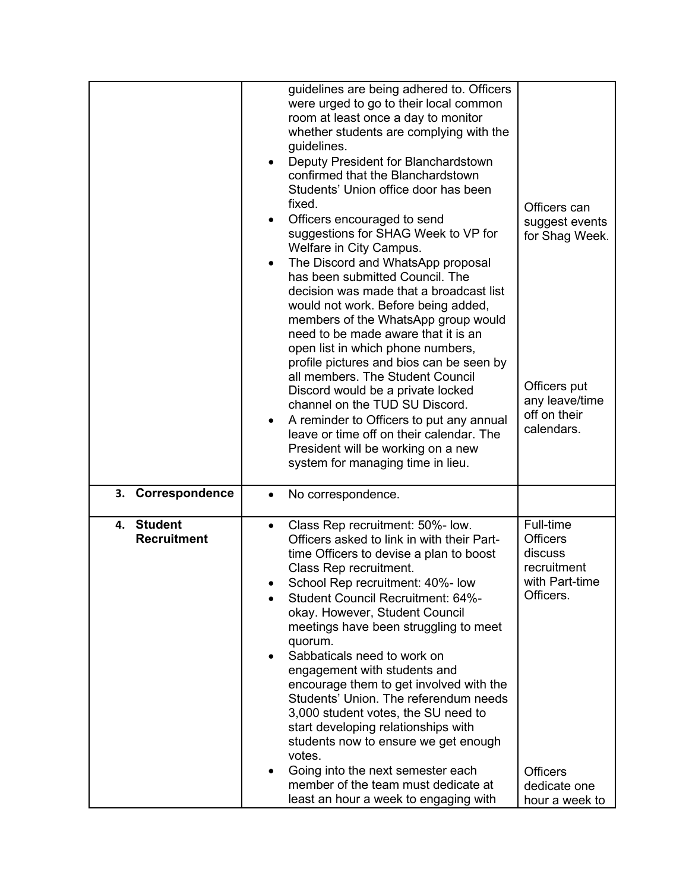| | | |
|---|---|---|
| | guidelines are being adhered to. Officers were urged to go to their local common room at least once a day to monitor whether students are complying with the guidelines.<br>• Deputy President for Blanchardstown confirmed that the Blanchardstown Students' Union office door has been fixed.<br>• Officers encouraged to send suggestions for SHAG Week to VP for Welfare in City Campus.<br>• The Discord and WhatsApp proposal has been submitted Council. The decision was made that a broadcast list would not work. Before being added, members of the WhatsApp group would need to be made aware that it is an open list in which phone numbers, profile pictures and bios can be seen by all members. The Student Council Discord would be a private locked channel on the TUD SU Discord.<br>• A reminder to Officers to put any annual leave or time off on their calendar. The President will be working on a new system for managing time in lieu. | Officers can suggest events for Shag Week.<br><br>Officers put any leave/time off on their calendars. |
| **3. Correspondence** | • No correspondence. | |
| **4. Student Recruitment** | • Class Rep recruitment: 50%- low. Officers asked to link in with their Part-time Officers to devise a plan to boost Class Rep recruitment.<br>• School Rep recruitment: 40%- low<br>• Student Council Recruitment: 64%- okay. However, Student Council meetings have been struggling to meet quorum.<br>• Sabbaticals need to work on engagement with students and encourage them to get involved with the Students' Union. The referendum needs 3,000 student votes, the SU need to start developing relationships with students now to ensure we get enough votes.<br>• Going into the next semester each member of the team must dedicate at least an hour a week to engaging with | Full-time Officers discuss recruitment with Part-time Officers.<br><br>Officers dedicate one hour a week to |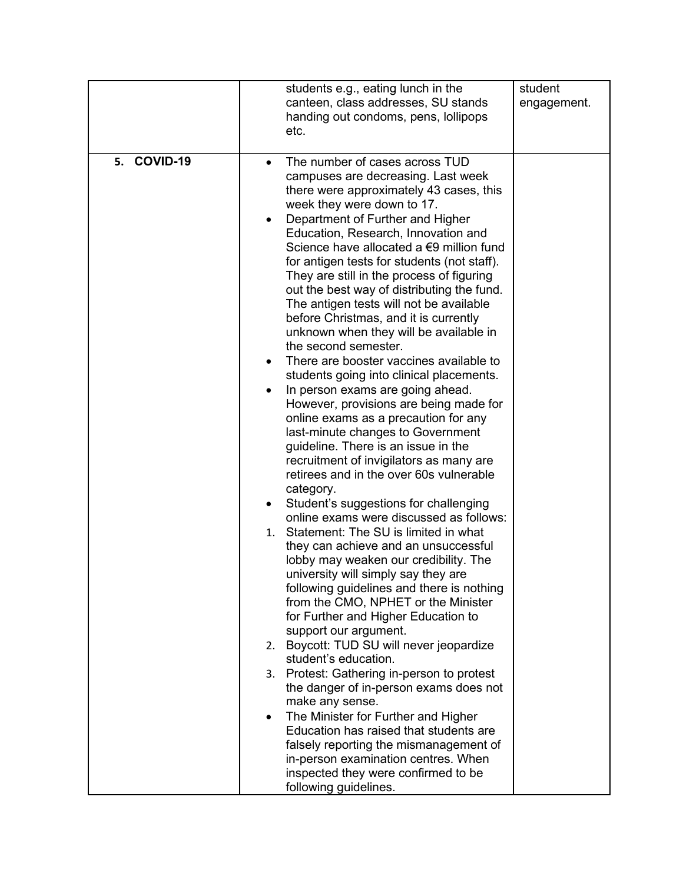|  |  |  |
|---|---|---|
|  | students e.g., eating lunch in the canteen, class addresses, SU stands handing out condoms, pens, lollipops etc. | student engagement. |
| **5. COVID-19** | • The number of cases across TUD campuses are decreasing. Last week there were approximately 43 cases, this week they were down to 17.<br>• Department of Further and Higher Education, Research, Innovation and Science have allocated a €9 million fund for antigen tests for students (not staff). They are still in the process of figuring out the best way of distributing the fund. The antigen tests will not be available before Christmas, and it is currently unknown when they will be available in the second semester.<br>• There are booster vaccines available to students going into clinical placements.<br>• In person exams are going ahead. However, provisions are being made for online exams as a precaution for any last-minute changes to Government guideline. There is an issue in the recruitment of invigilators as many are retirees and in the over 60s vulnerable category.<br>• Student's suggestions for challenging online exams were discussed as follows:<br>1. Statement: The SU is limited in what they can achieve and an unsuccessful lobby may weaken our credibility. The university will simply say they are following guidelines and there is nothing from the CMO, NPHET or the Minister for Further and Higher Education to support our argument.<br>2. Boycott: TUD SU will never jeopardize student's education.<br>3. Protest: Gathering in-person to protest the danger of in-person exams does not make any sense.<br>• The Minister for Further and Higher Education has raised that students are falsely reporting the mismanagement of in-person examination centres. When inspected they were confirmed to be following guidelines. |  |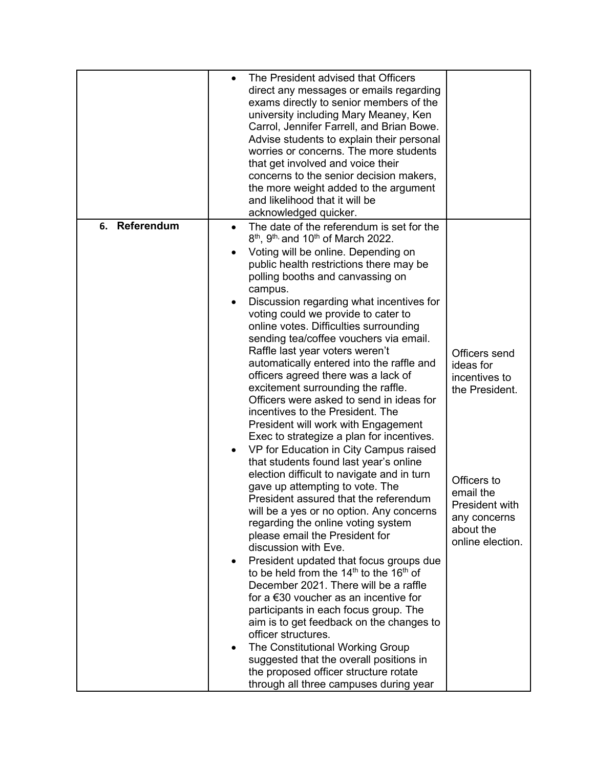| | | |
|---|---|---|
| | • The President advised that Officers direct any messages or emails regarding exams directly to senior members of the university including Mary Meaney, Ken Carrol, Jennifer Farrell, and Brian Bowe. Advise students to explain their personal worries or concerns. The more students that get involved and voice their concerns to the senior decision makers, the more weight added to the argument and likelihood that it will be acknowledged quicker. | |
| **6. Referendum** | • The date of the referendum is set for the 8th, 9th, and 10th of March 2022.<br>• Voting will be online. Depending on public health restrictions there may be polling booths and canvassing on campus.<br>• Discussion regarding what incentives for voting could we provide to cater to online votes. Difficulties surrounding sending tea/coffee vouchers via email. Raffle last year voters weren't automatically entered into the raffle and officers agreed there was a lack of excitement surrounding the raffle. Officers were asked to send in ideas for incentives to the President. The President will work with Engagement Exec to strategize a plan for incentives.<br>• VP for Education in City Campus raised that students found last year's online election difficult to navigate and in turn gave up attempting to vote. The President assured that the referendum will be a yes or no option. Any concerns regarding the online voting system please email the President for discussion with Eve.<br>• President updated that focus groups due to be held from the 14th to the 16th of December 2021. There will be a raffle for a €30 voucher as an incentive for participants in each focus group. The aim is to get feedback on the changes to officer structures.<br>• The Constitutional Working Group suggested that the overall positions in the proposed officer structure rotate through all three campuses during year | Officers send ideas for incentives to the President.<br><br>Officers to email the President with any concerns about the online election. |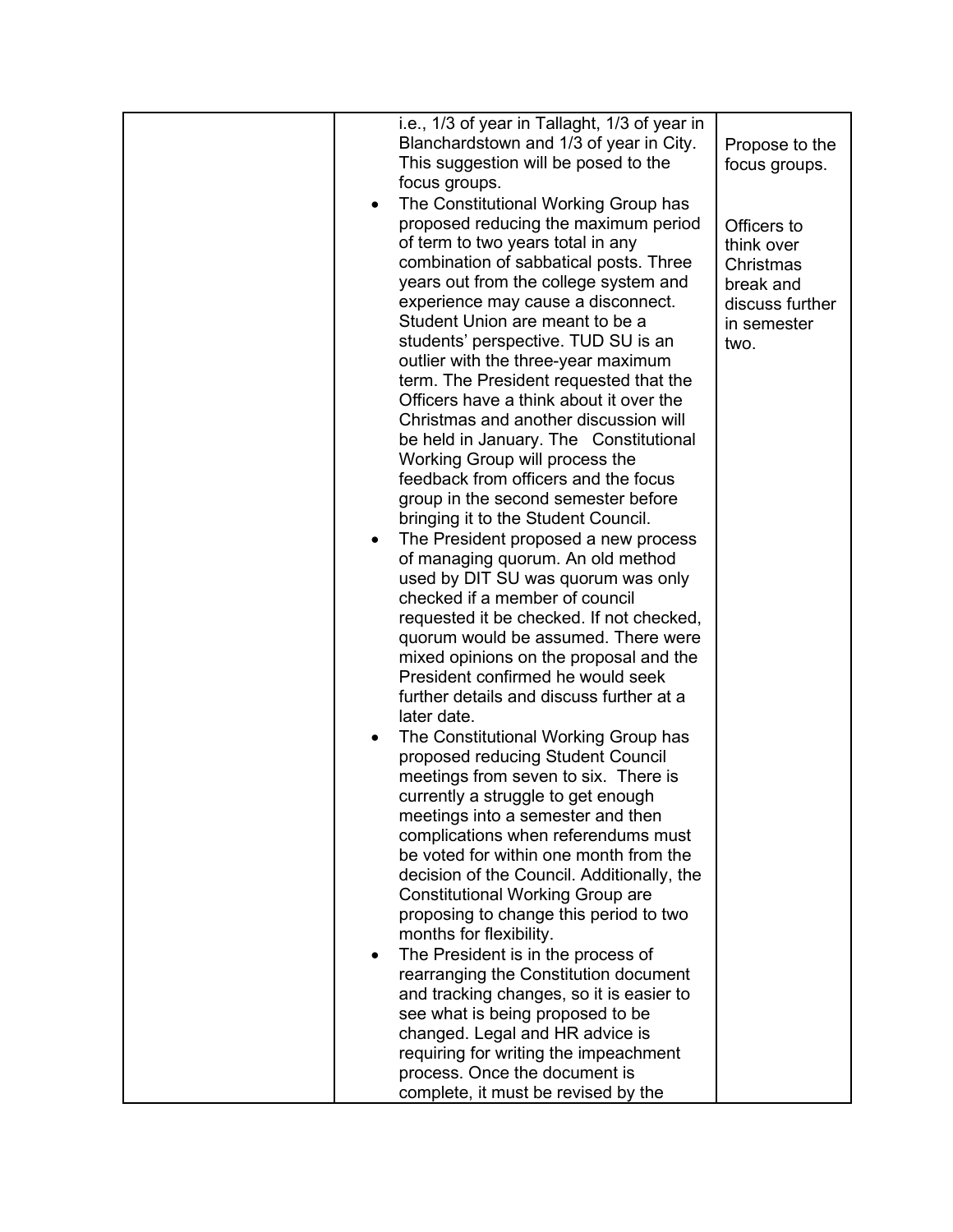| | | |
|---|---|---|
| | i.e., 1/3 of year in Tallaght, 1/3 of year in Blanchardstown and 1/3 of year in City. This suggestion will be posed to the focus groups.<br>• The Constitutional Working Group has proposed reducing the maximum period of term to two years total in any combination of sabbatical posts. Three years out from the college system and experience may cause a disconnect. Student Union are meant to be a students' perspective. TUD SU is an outlier with the three-year maximum term. The President requested that the Officers have a think about it over the Christmas and another discussion will be held in January. The Constitutional Working Group will process the feedback from officers and the focus group in the second semester before bringing it to the Student Council.<br>• The President proposed a new process of managing quorum. An old method used by DIT SU was quorum was only checked if a member of council requested it be checked. If not checked, quorum would be assumed. There were mixed opinions on the proposal and the President confirmed he would seek further details and discuss further at a later date.<br>• The Constitutional Working Group has proposed reducing Student Council meetings from seven to six. There is currently a struggle to get enough meetings into a semester and then complications when referendums must be voted for within one month from the decision of the Council. Additionally, the Constitutional Working Group are proposing to change this period to two months for flexibility.<br>• The President is in the process of rearranging the Constitution document and tracking changes, so it is easier to see what is being proposed to be changed. Legal and HR advice is requiring for writing the impeachment process. Once the document is complete, it must be revised by the | Propose to the focus groups.<br><br>Officers to think over Christmas break and discuss further in semester two. |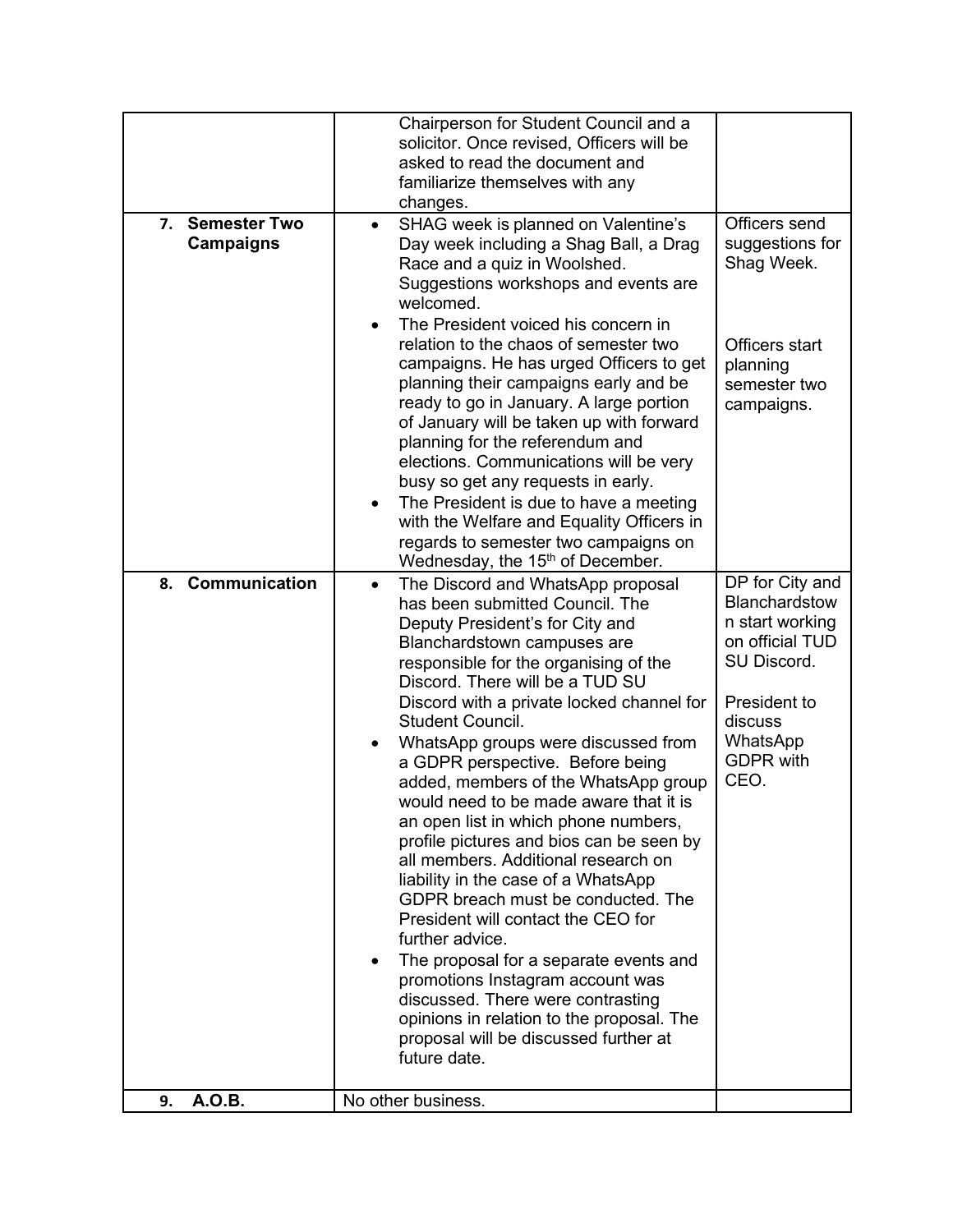| | | |
|---|---|---|
| | Chairperson for Student Council and a solicitor. Once revised, Officers will be asked to read the document and familiarize themselves with any changes. | |
| **7. Semester Two Campaigns** | • SHAG week is planned on Valentine's Day week including a Shag Ball, a Drag Race and a quiz in Woolshed. Suggestions workshops and events are welcomed.<br>• The President voiced his concern in relation to the chaos of semester two campaigns. He has urged Officers to get planning their campaigns early and be ready to go in January. A large portion of January will be taken up with forward planning for the referendum and elections. Communications will be very busy so get any requests in early.<br>• The President is due to have a meeting with the Welfare and Equality Officers in regards to semester two campaigns on Wednesday, the 15th of December. | Officers send suggestions for Shag Week.<br><br>Officers start planning semester two campaigns. |
| **8. Communication** | • The Discord and WhatsApp proposal has been submitted Council. The Deputy President's for City and Blanchardstown campuses are responsible for the organising of the Discord. There will be a TUD SU Discord with a private locked channel for Student Council.<br>• WhatsApp groups were discussed from a GDPR perspective. Before being added, members of the WhatsApp group would need to be made aware that it is an open list in which phone numbers, profile pictures and bios can be seen by all members. Additional research on liability in the case of a WhatsApp GDPR breach must be conducted. The President will contact the CEO for further advice.<br>• The proposal for a separate events and promotions Instagram account was discussed. There were contrasting opinions in relation to the proposal. The proposal will be discussed further at future date. | DP for City and Blanchardstown start working on official TUD SU Discord.<br><br>President to discuss WhatsApp GDPR with CEO. |
| **9. A.O.B.** | No other business. | |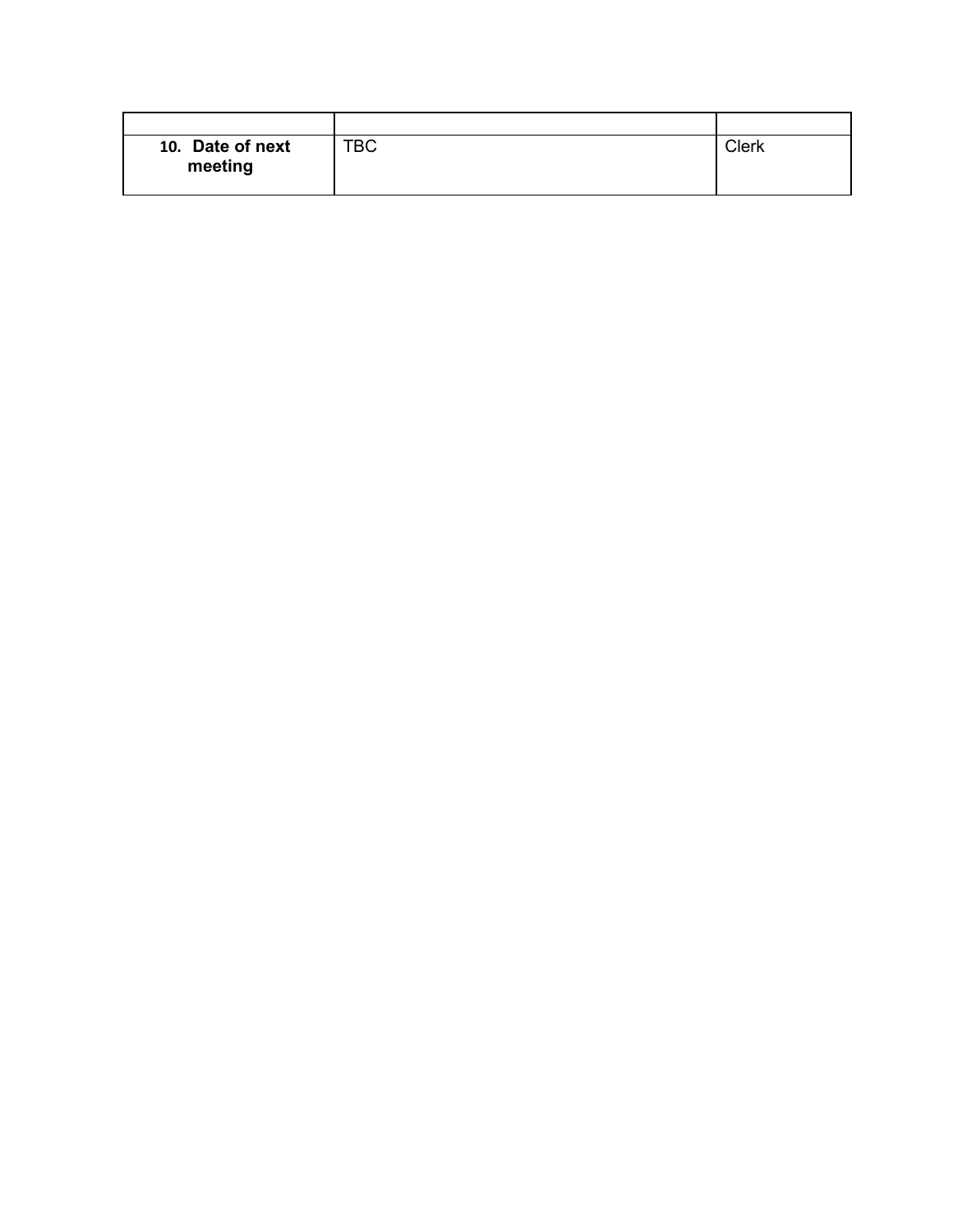| | | |
|---|---|---|
| **10. Date of next meeting** | TBC | Clerk |